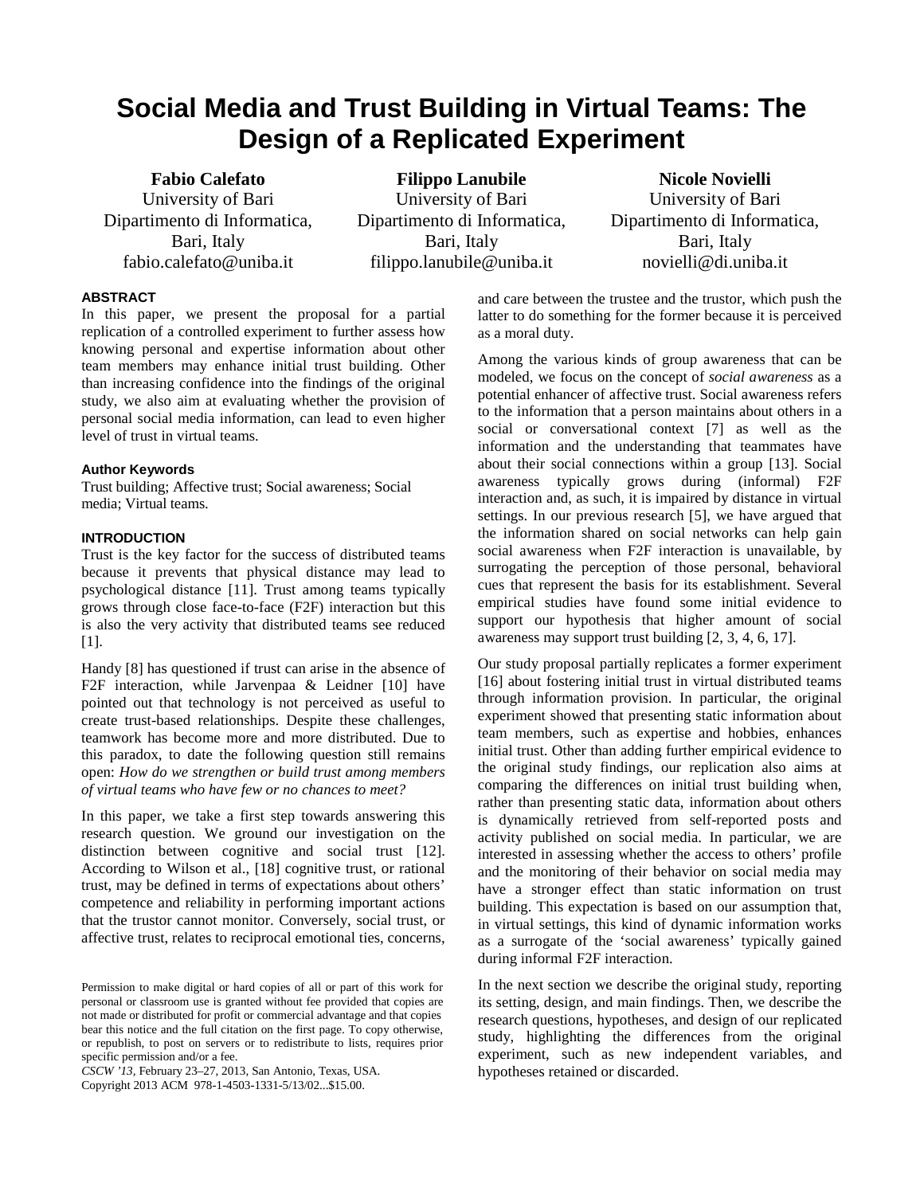# Social Media and Trust Building in Virtual Teams: The Design of a Replicated Experiment

**Fabio Calefato**
University of Bari
Dipartimento di Informatica,
Bari, Italy
fabio.calefato@uniba.it

**Filippo Lanubile**
University of Bari
Dipartimento di Informatica,
Bari, Italy
filippo.lanubile@uniba.it

**Nicole Novielli**
University of Bari
Dipartimento di Informatica,
Bari, Italy
novielli@di.uniba.it

## ABSTRACT

In this paper, we present the proposal for a partial replication of a controlled experiment to further assess how knowing personal and expertise information about other team members may enhance initial trust building. Other than increasing confidence into the findings of the original study, we also aim at evaluating whether the provision of personal social media information, can lead to even higher level of trust in virtual teams.

### Author Keywords

Trust building; Affective trust; Social awareness; Social media; Virtual teams.

## INTRODUCTION

Trust is the key factor for the success of distributed teams because it prevents that physical distance may lead to psychological distance [11]. Trust among teams typically grows through close face-to-face (F2F) interaction but this is also the very activity that distributed teams see reduced [1].

Handy [8] has questioned if trust can arise in the absence of F2F interaction, while Jarvenpaa & Leidner [10] have pointed out that technology is not perceived as useful to create trust-based relationships. Despite these challenges, teamwork has become more and more distributed. Due to this paradox, to date the following question still remains open: *How do we strengthen or build trust among members of virtual teams who have few or no chances to meet?*

In this paper, we take a first step towards answering this research question. We ground our investigation on the distinction between cognitive and social trust [12]. According to Wilson et al., [18] cognitive trust, or rational trust, may be defined in terms of expectations about others' competence and reliability in performing important actions that the trustor cannot monitor. Conversely, social trust, or affective trust, relates to reciprocal emotional ties, concerns, and care between the trustee and the trustor, which push the latter to do something for the former because it is perceived as a moral duty.

Among the various kinds of group awareness that can be modeled, we focus on the concept of *social awareness* as a potential enhancer of affective trust. Social awareness refers to the information that a person maintains about others in a social or conversational context [7] as well as the information and the understanding that teammates have about their social connections within a group [13]. Social awareness typically grows during (informal) F2F interaction and, as such, it is impaired by distance in virtual settings. In our previous research [5], we have argued that the information shared on social networks can help gain social awareness when F2F interaction is unavailable, by surrogating the perception of those personal, behavioral cues that represent the basis for its establishment. Several empirical studies have found some initial evidence to support our hypothesis that higher amount of social awareness may support trust building [2, 3, 4, 6, 17].

Our study proposal partially replicates a former experiment [16] about fostering initial trust in virtual distributed teams through information provision. In particular, the original experiment showed that presenting static information about team members, such as expertise and hobbies, enhances initial trust. Other than adding further empirical evidence to the original study findings, our replication also aims at comparing the differences on initial trust building when, rather than presenting static data, information about others is dynamically retrieved from self-reported posts and activity published on social media. In particular, we are interested in assessing whether the access to others' profile and the monitoring of their behavior on social media may have a stronger effect than static information on trust building. This expectation is based on our assumption that, in virtual settings, this kind of dynamic information works as a surrogate of the 'social awareness' typically gained during informal F2F interaction.

In the next section we describe the original study, reporting its setting, design, and main findings. Then, we describe the research questions, hypotheses, and design of our replicated study, highlighting the differences from the original experiment, such as new independent variables, and hypotheses retained or discarded.

Permission to make digital or hard copies of all or part of this work for personal or classroom use is granted without fee provided that copies are not made or distributed for profit or commercial advantage and that copies bear this notice and the full citation on the first page. To copy otherwise, or republish, to post on servers or to redistribute to lists, requires prior specific permission and/or a fee.
*CSCW '13*, February 23–27, 2013, San Antonio, Texas, USA.
Copyright 2013 ACM 978-1-4503-1331-5/13/02...$15.00.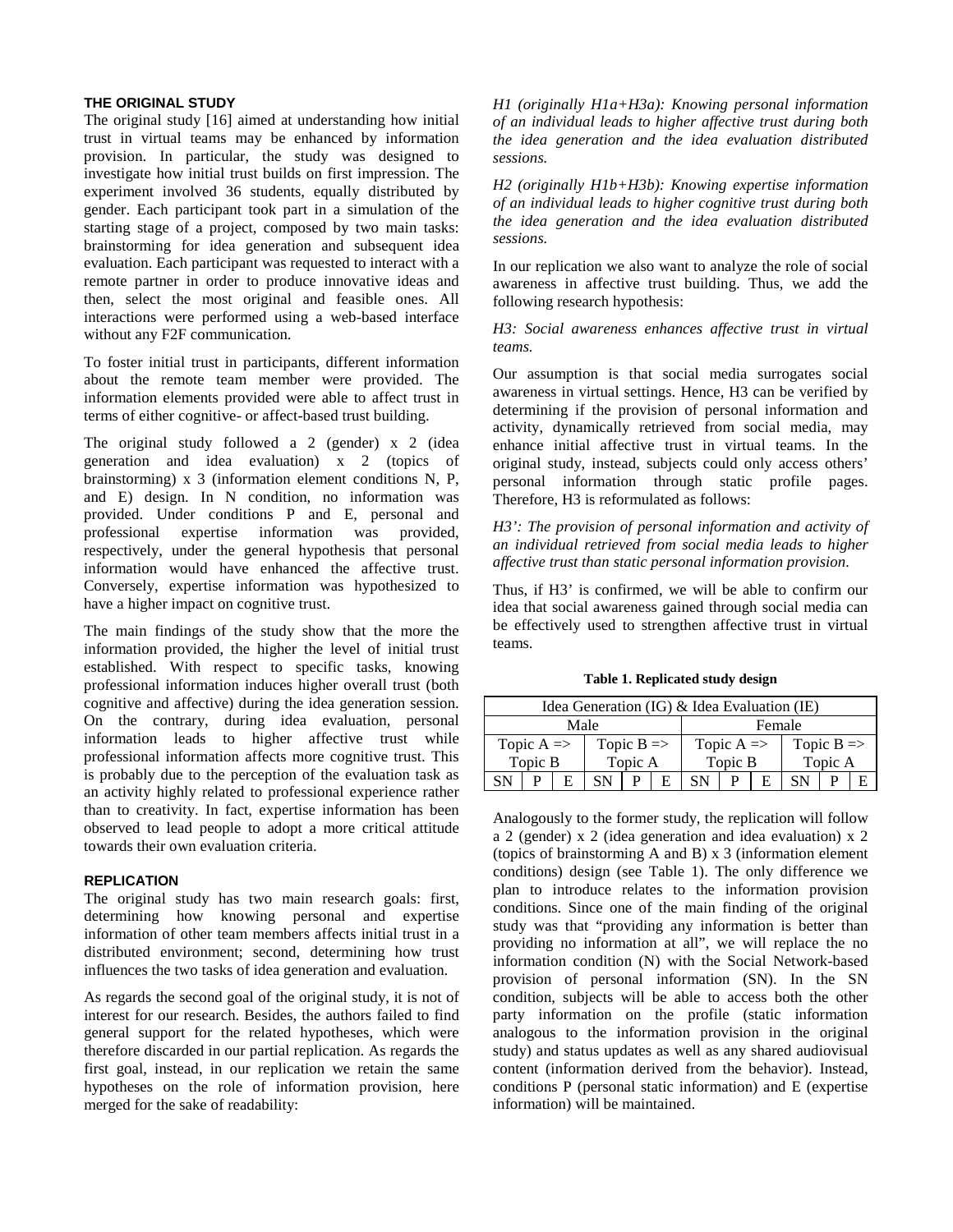## THE ORIGINAL STUDY

The original study [16] aimed at understanding how initial trust in virtual teams may be enhanced by information provision. In particular, the study was designed to investigate how initial trust builds on first impression. The experiment involved 36 students, equally distributed by gender. Each participant took part in a simulation of the starting stage of a project, composed by two main tasks: brainstorming for idea generation and subsequent idea evaluation. Each participant was requested to interact with a remote partner in order to produce innovative ideas and then, select the most original and feasible ones. All interactions were performed using a web-based interface without any F2F communication.

To foster initial trust in participants, different information about the remote team member were provided. The information elements provided were able to affect trust in terms of either cognitive- or affect-based trust building.

The original study followed a 2 (gender) x 2 (idea generation and idea evaluation) x 2 (topics of brainstorming) x 3 (information element conditions N, P, and E) design. In N condition, no information was provided. Under conditions P and E, personal and professional expertise information was provided, respectively, under the general hypothesis that personal information would have enhanced the affective trust. Conversely, expertise information was hypothesized to have a higher impact on cognitive trust.

The main findings of the study show that the more the information provided, the higher the level of initial trust established. With respect to specific tasks, knowing professional information induces higher overall trust (both cognitive and affective) during the idea generation session. On the contrary, during idea evaluation, personal information leads to higher affective trust while professional information affects more cognitive trust. This is probably due to the perception of the evaluation task as an activity highly related to professional experience rather than to creativity. In fact, expertise information has been observed to lead people to adopt a more critical attitude towards their own evaluation criteria.

## REPLICATION

The original study has two main research goals: first, determining how knowing personal and expertise information of other team members affects initial trust in a distributed environment; second, determining how trust influences the two tasks of idea generation and evaluation.

As regards the second goal of the original study, it is not of interest for our research. Besides, the authors failed to find general support for the related hypotheses, which were therefore discarded in our partial replication. As regards the first goal, instead, in our replication we retain the same hypotheses on the role of information provision, here merged for the sake of readability:

*H1 (originally H1a+H3a): Knowing personal information of an individual leads to higher affective trust during both the idea generation and the idea evaluation distributed sessions.*

*H2 (originally H1b+H3b): Knowing expertise information of an individual leads to higher cognitive trust during both the idea generation and the idea evaluation distributed sessions.*

In our replication we also want to analyze the role of social awareness in affective trust building. Thus, we add the following research hypothesis:

*H3: Social awareness enhances affective trust in virtual teams.*

Our assumption is that social media surrogates social awareness in virtual settings. Hence, H3 can be verified by determining if the provision of personal information and activity, dynamically retrieved from social media, may enhance initial affective trust in virtual teams. In the original study, instead, subjects could only access others' personal information through static profile pages. Therefore, H3 is reformulated as follows:

*H3': The provision of personal information and activity of an individual retrieved from social media leads to higher affective trust than static personal information provision.*

Thus, if H3' is confirmed, we will be able to confirm our idea that social awareness gained through social media can be effectively used to strengthen affective trust in virtual teams.

**Table 1. Replicated study design**

| Idea Generation (IG) & Idea Evaluation (IE) | | | | | | | | | | | |
|---|---|---|---|---|---|---|---|---|---|---|---|
| Male | | | | | | Female | | | | | |
| Topic A => Topic B | | | Topic B => Topic A | | | Topic A => Topic B | | | Topic B => Topic A | | |
| SN | P | E | SN | P | E | SN | P | E | SN | P | E |

Analogously to the former study, the replication will follow a 2 (gender) x 2 (idea generation and idea evaluation) x 2 (topics of brainstorming A and B) x 3 (information element conditions) design (see Table 1). The only difference we plan to introduce relates to the information provision conditions. Since one of the main finding of the original study was that "providing any information is better than providing no information at all", we will replace the no information condition (N) with the Social Network-based provision of personal information (SN). In the SN condition, subjects will be able to access both the other party information on the profile (static information analogous to the information provision in the original study) and status updates as well as any shared audiovisual content (information derived from the behavior). Instead, conditions P (personal static information) and E (expertise information) will be maintained.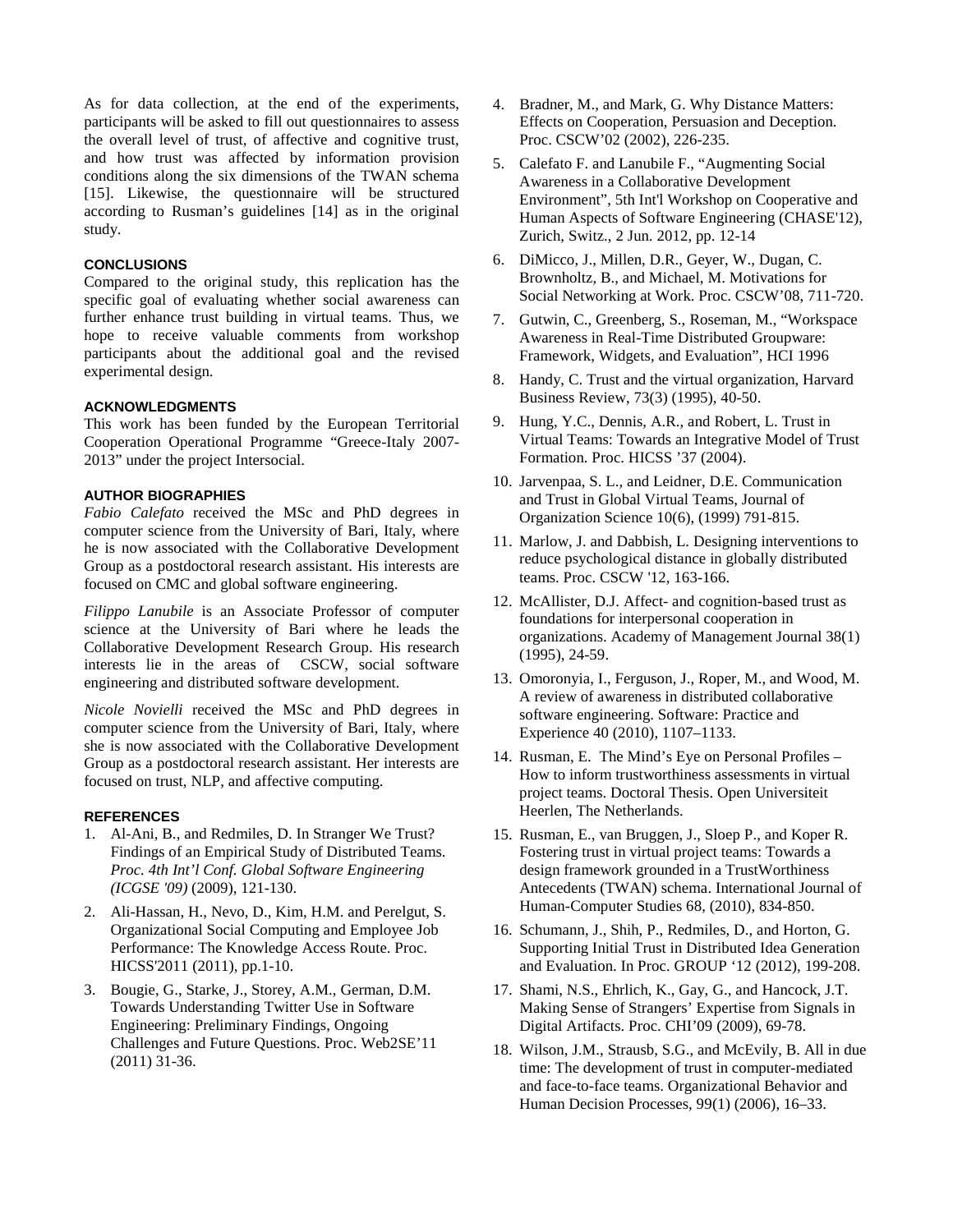As for data collection, at the end of the experiments, participants will be asked to fill out questionnaires to assess the overall level of trust, of affective and cognitive trust, and how trust was affected by information provision conditions along the six dimensions of the TWAN schema [15]. Likewise, the questionnaire will be structured according to Rusman's guidelines [14] as in the original study.

## CONCLUSIONS

Compared to the original study, this replication has the specific goal of evaluating whether social awareness can further enhance trust building in virtual teams. Thus, we hope to receive valuable comments from workshop participants about the additional goal and the revised experimental design.

## ACKNOWLEDGMENTS

This work has been funded by the European Territorial Cooperation Operational Programme "Greece-Italy 2007-2013" under the project Intersocial.

## AUTHOR BIOGRAPHIES

*Fabio Calefato* received the MSc and PhD degrees in computer science from the University of Bari, Italy, where he is now associated with the Collaborative Development Group as a postdoctoral research assistant. His interests are focused on CMC and global software engineering.

*Filippo Lanubile* is an Associate Professor of computer science at the University of Bari where he leads the Collaborative Development Research Group. His research interests lie in the areas of CSCW, social software engineering and distributed software development.

*Nicole Novielli* received the MSc and PhD degrees in computer science from the University of Bari, Italy, where she is now associated with the Collaborative Development Group as a postdoctoral research assistant. Her interests are focused on trust, NLP, and affective computing.

## REFERENCES

1. Al-Ani, B., and Redmiles, D. In Stranger We Trust? Findings of an Empirical Study of Distributed Teams. *Proc. 4th Int'l Conf. Global Software Engineering (ICGSE '09)* (2009), 121-130.
2. Ali-Hassan, H., Nevo, D., Kim, H.M. and Perelgut, S. Organizational Social Computing and Employee Job Performance: The Knowledge Access Route. Proc. HICSS'2011 (2011), pp.1-10.
3. Bougie, G., Starke, J., Storey, A.M., German, D.M. Towards Understanding Twitter Use in Software Engineering: Preliminary Findings, Ongoing Challenges and Future Questions. Proc. Web2SE'11 (2011) 31-36.
4. Bradner, M., and Mark, G. Why Distance Matters: Effects on Cooperation, Persuasion and Deception. Proc. CSCW'02 (2002), 226-235.
5. Calefato F. and Lanubile F., "Augmenting Social Awareness in a Collaborative Development Environment", 5th Int'l Workshop on Cooperative and Human Aspects of Software Engineering (CHASE'12), Zurich, Switz., 2 Jun. 2012, pp. 12-14
6. DiMicco, J., Millen, D.R., Geyer, W., Dugan, C. Brownholtz, B., and Michael, M. Motivations for Social Networking at Work. Proc. CSCW'08, 711-720.
7. Gutwin, C., Greenberg, S., Roseman, M., "Workspace Awareness in Real-Time Distributed Groupware: Framework, Widgets, and Evaluation", HCI 1996
8. Handy, C. Trust and the virtual organization, Harvard Business Review, 73(3) (1995), 40-50.
9. Hung, Y.C., Dennis, A.R., and Robert, L. Trust in Virtual Teams: Towards an Integrative Model of Trust Formation. Proc. HICSS '37 (2004).
10. Jarvenpaa, S. L., and Leidner, D.E. Communication and Trust in Global Virtual Teams, Journal of Organization Science 10(6), (1999) 791-815.
11. Marlow, J. and Dabbish, L. Designing interventions to reduce psychological distance in globally distributed teams. Proc. CSCW '12, 163-166.
12. McAllister, D.J. Affect- and cognition-based trust as foundations for interpersonal cooperation in organizations. Academy of Management Journal 38(1) (1995), 24-59.
13. Omoronyia, I., Ferguson, J., Roper, M., and Wood, M. A review of awareness in distributed collaborative software engineering. Software: Practice and Experience 40 (2010), 1107–1133.
14. Rusman, E. The Mind's Eye on Personal Profiles – How to inform trustworthiness assessments in virtual project teams. Doctoral Thesis. Open Universiteit Heerlen, The Netherlands.
15. Rusman, E., van Bruggen, J., Sloep P., and Koper R. Fostering trust in virtual project teams: Towards a design framework grounded in a TrustWorthiness Antecedents (TWAN) schema. International Journal of Human-Computer Studies 68, (2010), 834-850.
16. Schumann, J., Shih, P., Redmiles, D., and Horton, G. Supporting Initial Trust in Distributed Idea Generation and Evaluation. In Proc. GROUP '12 (2012), 199-208.
17. Shami, N.S., Ehrlich, K., Gay, G., and Hancock, J.T. Making Sense of Strangers' Expertise from Signals in Digital Artifacts. Proc. CHI'09 (2009), 69-78.
18. Wilson, J.M., Strausb, S.G., and McEvily, B. All in due time: The development of trust in computer-mediated and face-to-face teams. Organizational Behavior and Human Decision Processes, 99(1) (2006), 16–33.